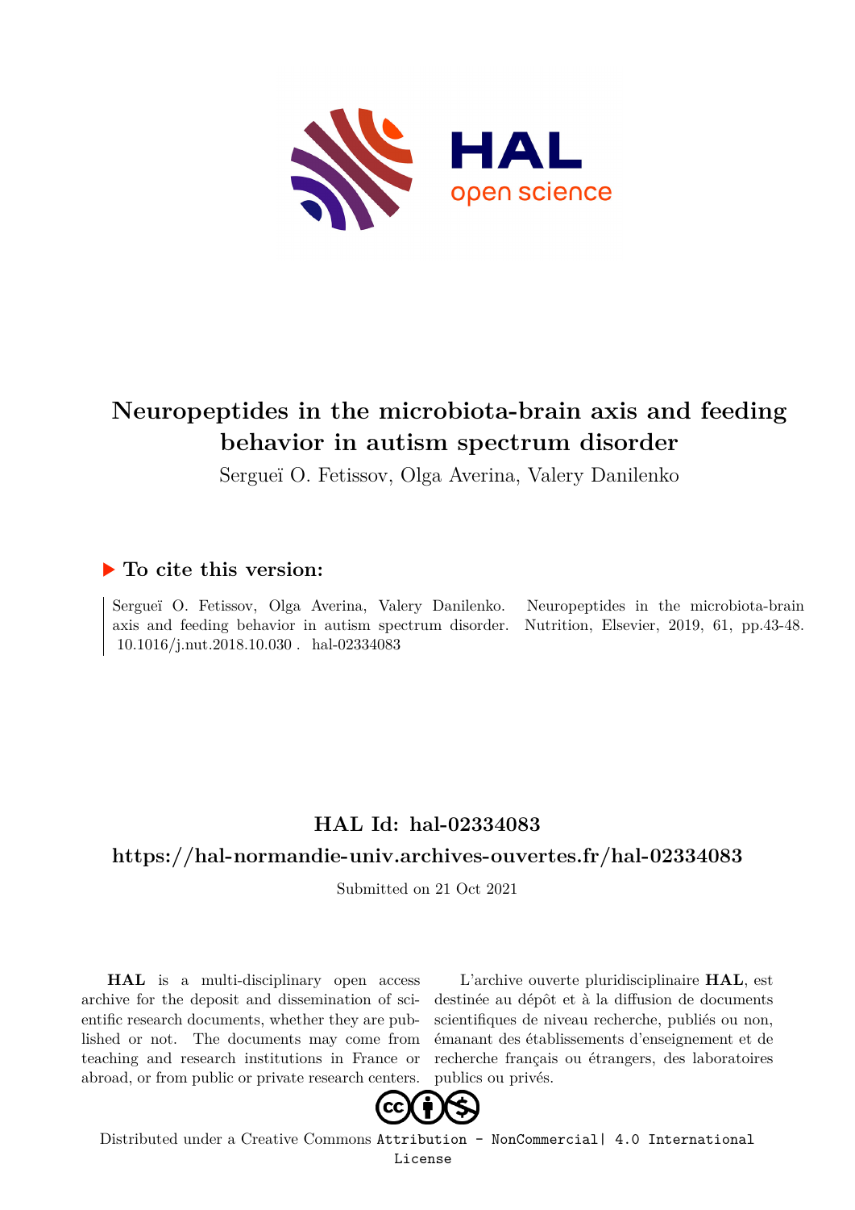# Neuropeptides in the microbiota-brain axis and feeding behavior in autism spectrum disorder

Sergueï O. Fetissov, Olga Averina, Valery Danilenko

## ▶ To cite this version:

Sergueï O. Fetissov, Olga Averina, Valery Danilenko. Neuropeptides in the microbiota-brain axis and feeding behavior in autism spectrum disorder. Nutrition, Elsevier, 2019, 61, pp.43-48. 10.1016/j.nut.2018.10.030 . hal-02334083

## HAL Id: hal-02334083

## https://hal-normandie-univ.archives-ouvertes.fr/hal-02334083

Submitted on 21 Oct 2021

**HAL** is a multi-disciplinary open access archive for the deposit and dissemination of scientific research documents, whether they are published or not. The documents may come from teaching and research institutions in France or abroad, or from public or private research centers.

L'archive ouverte pluridisciplinaire **HAL**, est destinée au dépôt et à la diffusion de documents scientifiques de niveau recherche, publiés ou non, émanant des établissements d'enseignement et de recherche français ou étrangers, des laboratoires publics ou privés.

Distributed under a Creative Commons Attribution - NonCommercial| 4.0 International License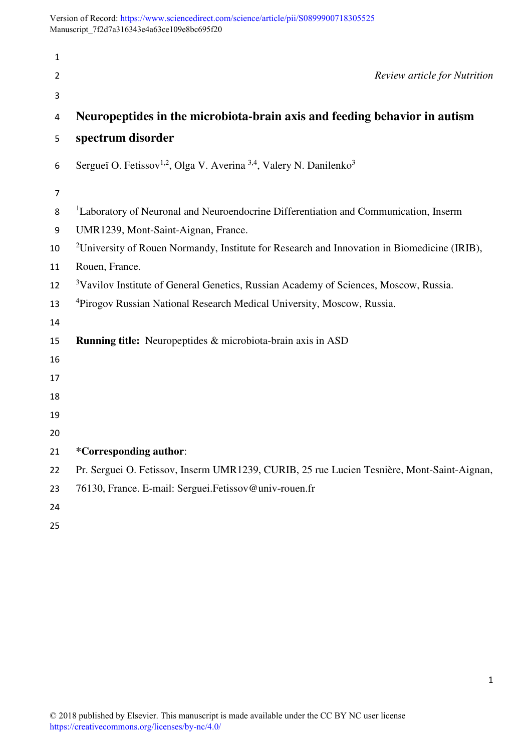Version of Record: https://www.sciencedirect.com/science/article/pii/S0899900718305525
Manuscript_7f2d7a316343e4a63ce109e8bc695f20

*Review article for Nutrition*

# Neuropeptides in the microbiota-brain axis and feeding behavior in autism spectrum disorder

Sergueï O. Fetissov[1,2], Olga V. Averina [3,4], Valery N. Danilenko[3]

[1]Laboratory of Neuronal and Neuroendocrine Differentiation and Communication, Inserm UMR1239, Mont-Saint-Aignan, France.

[2]University of Rouen Normandy, Institute for Research and Innovation in Biomedicine (IRIB), Rouen, France.

[3]Vavilov Institute of General Genetics, Russian Academy of Sciences, Moscow, Russia.

[4]Pirogov Russian National Research Medical University, Moscow, Russia.

**Running title:** Neuropeptides & microbiota-brain axis in ASD

**\*Corresponding author**:
Pr. Serguei O. Fetissov, Inserm UMR1239, CURIB, 25 rue Lucien Tesnière, Mont-Saint-Aignan, 76130, France. E-mail: Serguei.Fetissov@univ-rouen.fr

© 2018 published by Elsevier. This manuscript is made available under the CC BY NC user license https://creativecommons.org/licenses/by-nc/4.0/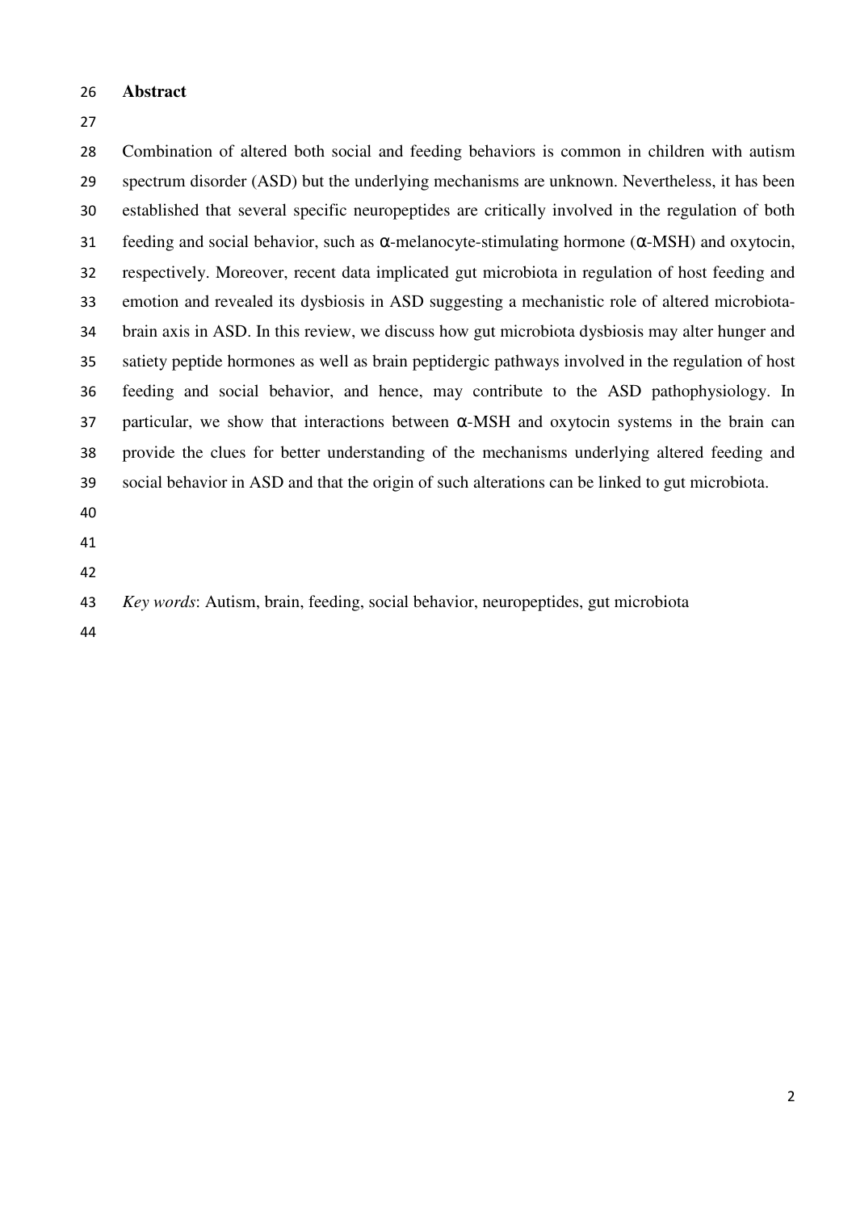## Abstract

Combination of altered both social and feeding behaviors is common in children with autism spectrum disorder (ASD) but the underlying mechanisms are unknown. Nevertheless, it has been established that several specific neuropeptides are critically involved in the regulation of both feeding and social behavior, such as α-melanocyte-stimulating hormone (α-MSH) and oxytocin, respectively. Moreover, recent data implicated gut microbiota in regulation of host feeding and emotion and revealed its dysbiosis in ASD suggesting a mechanistic role of altered microbiota-brain axis in ASD. In this review, we discuss how gut microbiota dysbiosis may alter hunger and satiety peptide hormones as well as brain peptidergic pathways involved in the regulation of host feeding and social behavior, and hence, may contribute to the ASD pathophysiology. In particular, we show that interactions between α-MSH and oxytocin systems in the brain can provide the clues for better understanding of the mechanisms underlying altered feeding and social behavior in ASD and that the origin of such alterations can be linked to gut microbiota.

*Key words*: Autism, brain, feeding, social behavior, neuropeptides, gut microbiota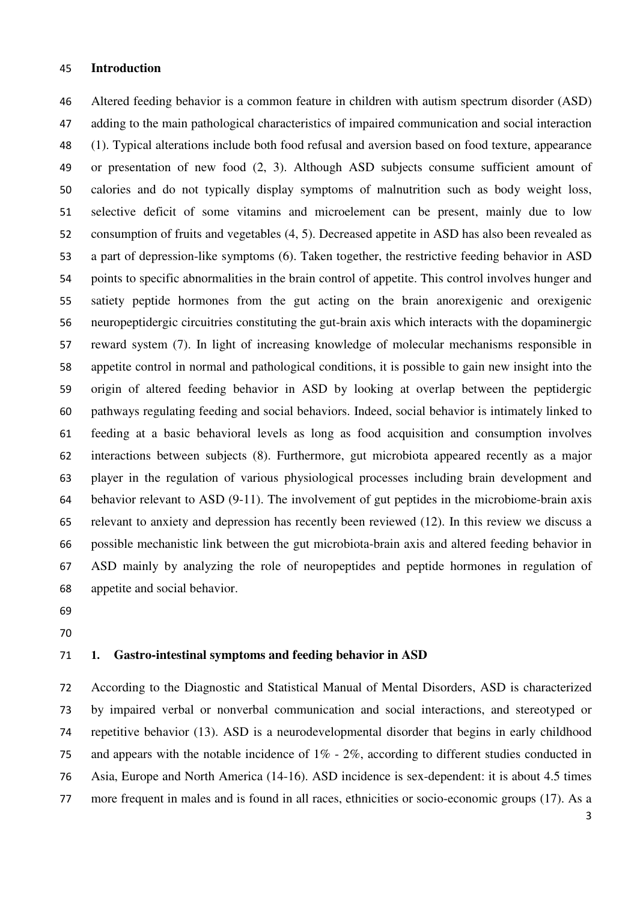## Introduction

Altered feeding behavior is a common feature in children with autism spectrum disorder (ASD) adding to the main pathological characteristics of impaired communication and social interaction (1). Typical alterations include both food refusal and aversion based on food texture, appearance or presentation of new food (2, 3). Although ASD subjects consume sufficient amount of calories and do not typically display symptoms of malnutrition such as body weight loss, selective deficit of some vitamins and microelement can be present, mainly due to low consumption of fruits and vegetables (4, 5). Decreased appetite in ASD has also been revealed as a part of depression-like symptoms (6). Taken together, the restrictive feeding behavior in ASD points to specific abnormalities in the brain control of appetite. This control involves hunger and satiety peptide hormones from the gut acting on the brain anorexigenic and orexigenic neuropeptidergic circuitries constituting the gut-brain axis which interacts with the dopaminergic reward system (7). In light of increasing knowledge of molecular mechanisms responsible in appetite control in normal and pathological conditions, it is possible to gain new insight into the origin of altered feeding behavior in ASD by looking at overlap between the peptidergic pathways regulating feeding and social behaviors. Indeed, social behavior is intimately linked to feeding at a basic behavioral levels as long as food acquisition and consumption involves interactions between subjects (8). Furthermore, gut microbiota appeared recently as a major player in the regulation of various physiological processes including brain development and behavior relevant to ASD (9-11). The involvement of gut peptides in the microbiome-brain axis relevant to anxiety and depression has recently been reviewed (12). In this review we discuss a possible mechanistic link between the gut microbiota-brain axis and altered feeding behavior in ASD mainly by analyzing the role of neuropeptides and peptide hormones in regulation of appetite and social behavior.

## 1. Gastro-intestinal symptoms and feeding behavior in ASD

According to the Diagnostic and Statistical Manual of Mental Disorders, ASD is characterized by impaired verbal or nonverbal communication and social interactions, and stereotyped or repetitive behavior (13). ASD is a neurodevelopmental disorder that begins in early childhood and appears with the notable incidence of 1% - 2%, according to different studies conducted in Asia, Europe and North America (14-16). ASD incidence is sex-dependent: it is about 4.5 times more frequent in males and is found in all races, ethnicities or socio-economic groups (17). As a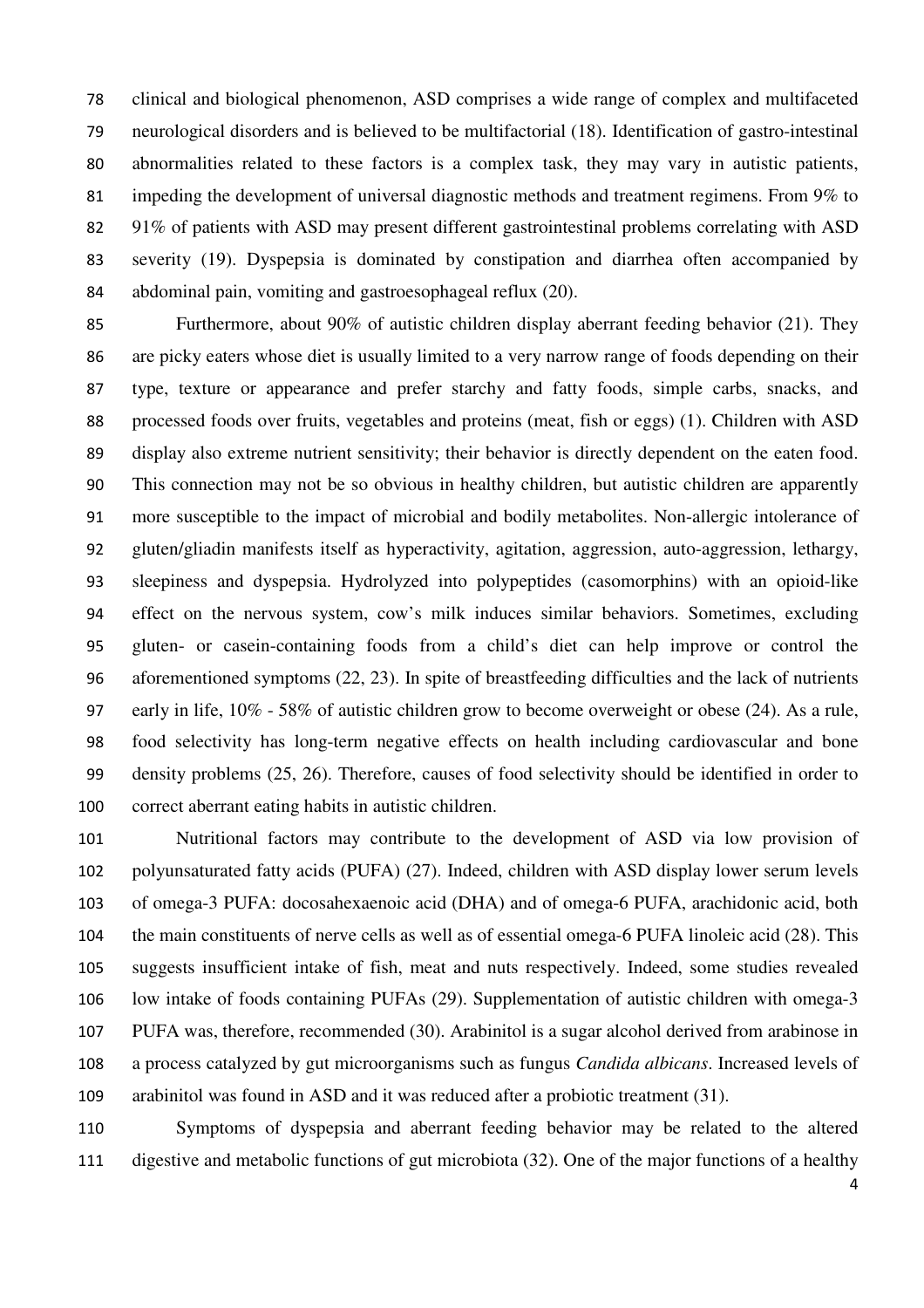clinical and biological phenomenon, ASD comprises a wide range of complex and multifaceted neurological disorders and is believed to be multifactorial (18). Identification of gastro-intestinal abnormalities related to these factors is a complex task, they may vary in autistic patients, impeding the development of universal diagnostic methods and treatment regimens. From 9% to 91% of patients with ASD may present different gastrointestinal problems correlating with ASD severity (19). Dyspepsia is dominated by constipation and diarrhea often accompanied by abdominal pain, vomiting and gastroesophageal reflux (20).

Furthermore, about 90% of autistic children display aberrant feeding behavior (21). They are picky eaters whose diet is usually limited to a very narrow range of foods depending on their type, texture or appearance and prefer starchy and fatty foods, simple carbs, snacks, and processed foods over fruits, vegetables and proteins (meat, fish or eggs) (1). Children with ASD display also extreme nutrient sensitivity; their behavior is directly dependent on the eaten food. This connection may not be so obvious in healthy children, but autistic children are apparently more susceptible to the impact of microbial and bodily metabolites. Non-allergic intolerance of gluten/gliadin manifests itself as hyperactivity, agitation, aggression, auto-aggression, lethargy, sleepiness and dyspepsia. Hydrolyzed into polypeptides (casomorphins) with an opioid-like effect on the nervous system, cow's milk induces similar behaviors. Sometimes, excluding gluten- or casein-containing foods from a child's diet can help improve or control the aforementioned symptoms (22, 23). In spite of breastfeeding difficulties and the lack of nutrients early in life, 10% - 58% of autistic children grow to become overweight or obese (24). As a rule, food selectivity has long-term negative effects on health including cardiovascular and bone density problems (25, 26). Therefore, causes of food selectivity should be identified in order to correct aberrant eating habits in autistic children.

Nutritional factors may contribute to the development of ASD via low provision of polyunsaturated fatty acids (PUFA) (27). Indeed, children with ASD display lower serum levels of omega-3 PUFA: docosahexaenoic acid (DHA) and of omega-6 PUFA, arachidonic acid, both the main constituents of nerve cells as well as of essential omega-6 PUFA linoleic acid (28). This suggests insufficient intake of fish, meat and nuts respectively. Indeed, some studies revealed low intake of foods containing PUFAs (29). Supplementation of autistic children with omega-3 PUFA was, therefore, recommended (30). Arabinitol is a sugar alcohol derived from arabinose in a process catalyzed by gut microorganisms such as fungus *Candida albicans*. Increased levels of arabinitol was found in ASD and it was reduced after a probiotic treatment (31).

Symptoms of dyspepsia and aberrant feeding behavior may be related to the altered digestive and metabolic functions of gut microbiota (32). One of the major functions of a healthy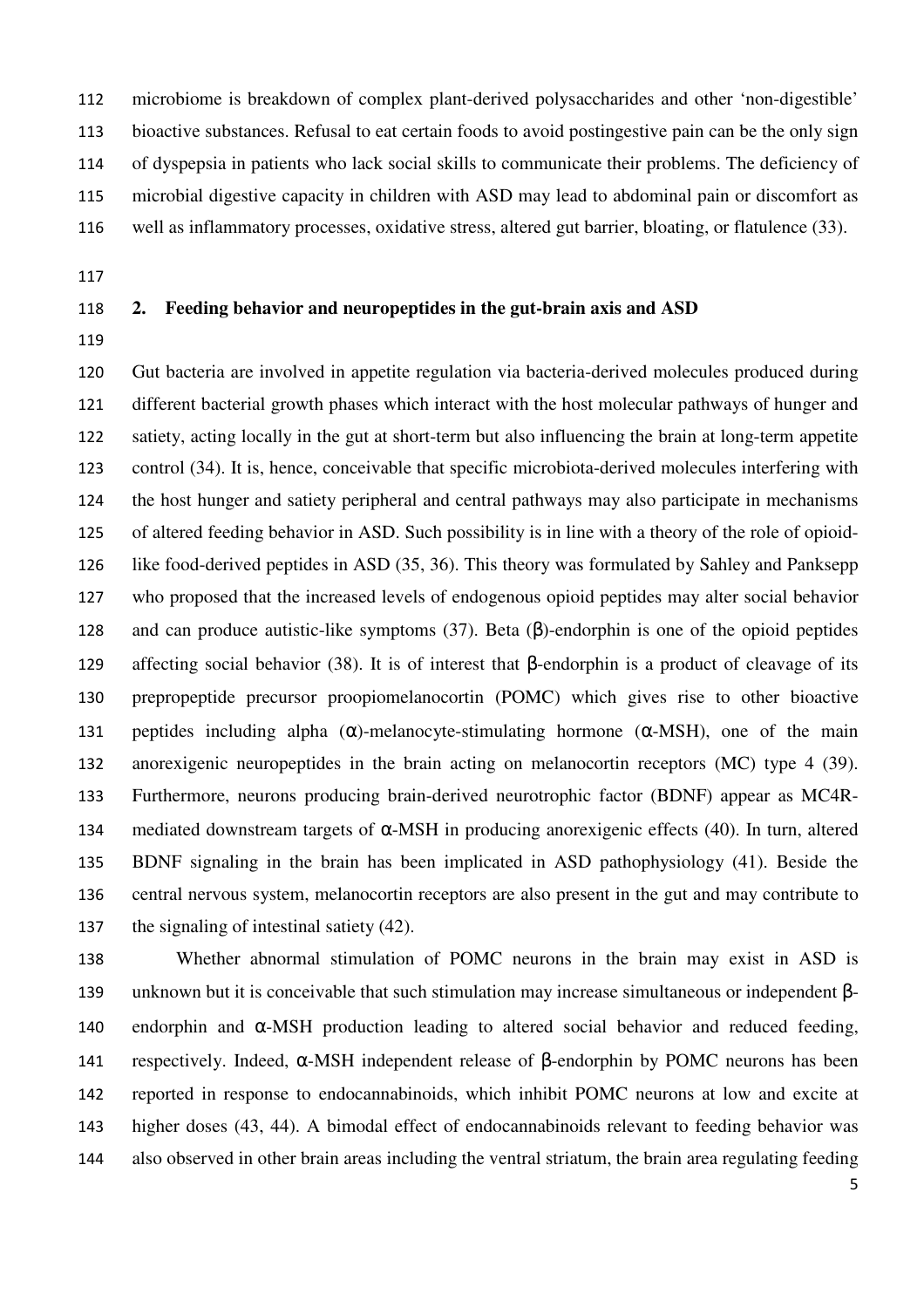microbiome is breakdown of complex plant-derived polysaccharides and other 'non-digestible' bioactive substances. Refusal to eat certain foods to avoid postingestive pain can be the only sign of dyspepsia in patients who lack social skills to communicate their problems. The deficiency of microbial digestive capacity in children with ASD may lead to abdominal pain or discomfort as well as inflammatory processes, oxidative stress, altered gut barrier, bloating, or flatulence (33).

## 2. Feeding behavior and neuropeptides in the gut-brain axis and ASD

Gut bacteria are involved in appetite regulation via bacteria-derived molecules produced during different bacterial growth phases which interact with the host molecular pathways of hunger and satiety, acting locally in the gut at short-term but also influencing the brain at long-term appetite control (34). It is, hence, conceivable that specific microbiota-derived molecules interfering with the host hunger and satiety peripheral and central pathways may also participate in mechanisms of altered feeding behavior in ASD. Such possibility is in line with a theory of the role of opioid-like food-derived peptides in ASD (35, 36). This theory was formulated by Sahley and Panksepp who proposed that the increased levels of endogenous opioid peptides may alter social behavior and can produce autistic-like symptoms (37). Beta (β)-endorphin is one of the opioid peptides affecting social behavior (38). It is of interest that β-endorphin is a product of cleavage of its prepropeptide precursor proopiomelanocortin (POMC) which gives rise to other bioactive peptides including alpha (α)-melanocyte-stimulating hormone (α-MSH), one of the main anorexigenic neuropeptides in the brain acting on melanocortin receptors (MC) type 4 (39). Furthermore, neurons producing brain-derived neurotrophic factor (BDNF) appear as MC4R-mediated downstream targets of α-MSH in producing anorexigenic effects (40). In turn, altered BDNF signaling in the brain has been implicated in ASD pathophysiology (41). Beside the central nervous system, melanocortin receptors are also present in the gut and may contribute to the signaling of intestinal satiety (42).

Whether abnormal stimulation of POMC neurons in the brain may exist in ASD is unknown but it is conceivable that such stimulation may increase simultaneous or independent β-endorphin and α-MSH production leading to altered social behavior and reduced feeding, respectively. Indeed, α-MSH independent release of β-endorphin by POMC neurons has been reported in response to endocannabinoids, which inhibit POMC neurons at low and excite at higher doses (43, 44). A bimodal effect of endocannabinoids relevant to feeding behavior was also observed in other brain areas including the ventral striatum, the brain area regulating feeding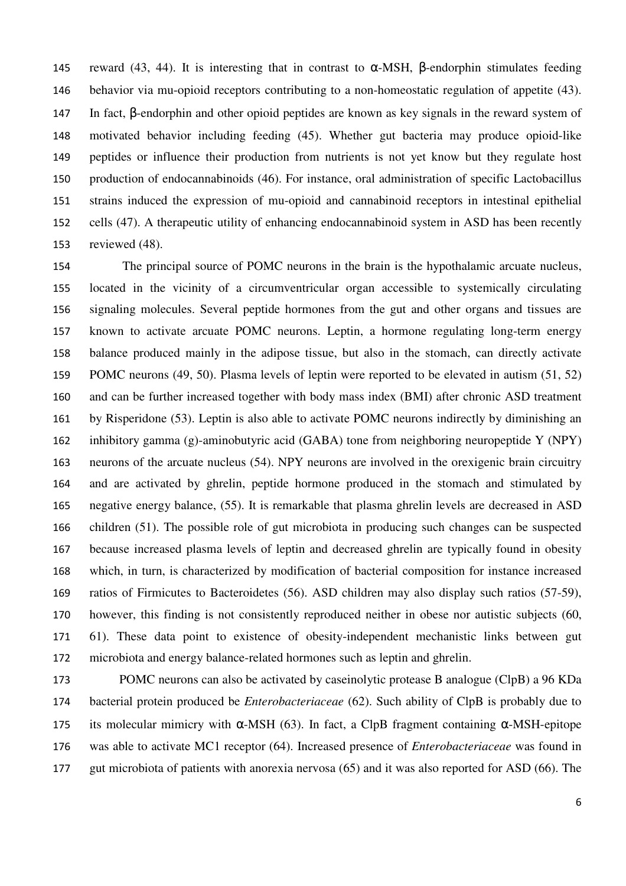reward (43, 44). It is interesting that in contrast to α-MSH, β-endorphin stimulates feeding behavior via mu-opioid receptors contributing to a non-homeostatic regulation of appetite (43). In fact, β-endorphin and other opioid peptides are known as key signals in the reward system of motivated behavior including feeding (45). Whether gut bacteria may produce opioid-like peptides or influence their production from nutrients is not yet know but they regulate host production of endocannabinoids (46). For instance, oral administration of specific Lactobacillus strains induced the expression of mu-opioid and cannabinoid receptors in intestinal epithelial cells (47). A therapeutic utility of enhancing endocannabinoid system in ASD has been recently reviewed (48).

The principal source of POMC neurons in the brain is the hypothalamic arcuate nucleus, located in the vicinity of a circumventricular organ accessible to systemically circulating signaling molecules. Several peptide hormones from the gut and other organs and tissues are known to activate arcuate POMC neurons. Leptin, a hormone regulating long-term energy balance produced mainly in the adipose tissue, but also in the stomach, can directly activate POMC neurons (49, 50). Plasma levels of leptin were reported to be elevated in autism (51, 52) and can be further increased together with body mass index (BMI) after chronic ASD treatment by Risperidone (53). Leptin is also able to activate POMC neurons indirectly by diminishing an inhibitory gamma (g)-aminobutyric acid (GABA) tone from neighboring neuropeptide Y (NPY) neurons of the arcuate nucleus (54). NPY neurons are involved in the orexigenic brain circuitry and are activated by ghrelin, peptide hormone produced in the stomach and stimulated by negative energy balance, (55). It is remarkable that plasma ghrelin levels are decreased in ASD children (51). The possible role of gut microbiota in producing such changes can be suspected because increased plasma levels of leptin and decreased ghrelin are typically found in obesity which, in turn, is characterized by modification of bacterial composition for instance increased ratios of Firmicutes to Bacteroidetes (56). ASD children may also display such ratios (57-59), however, this finding is not consistently reproduced neither in obese nor autistic subjects (60, 61). These data point to existence of obesity-independent mechanistic links between gut microbiota and energy balance-related hormones such as leptin and ghrelin.

POMC neurons can also be activated by caseinolytic protease B analogue (ClpB) a 96 KDa bacterial protein produced be *Enterobacteriaceae* (62). Such ability of ClpB is probably due to its molecular mimicry with α-MSH (63). In fact, a ClpB fragment containing α-MSH-epitope was able to activate MC1 receptor (64). Increased presence of *Enterobacteriaceae* was found in gut microbiota of patients with anorexia nervosa (65) and it was also reported for ASD (66). The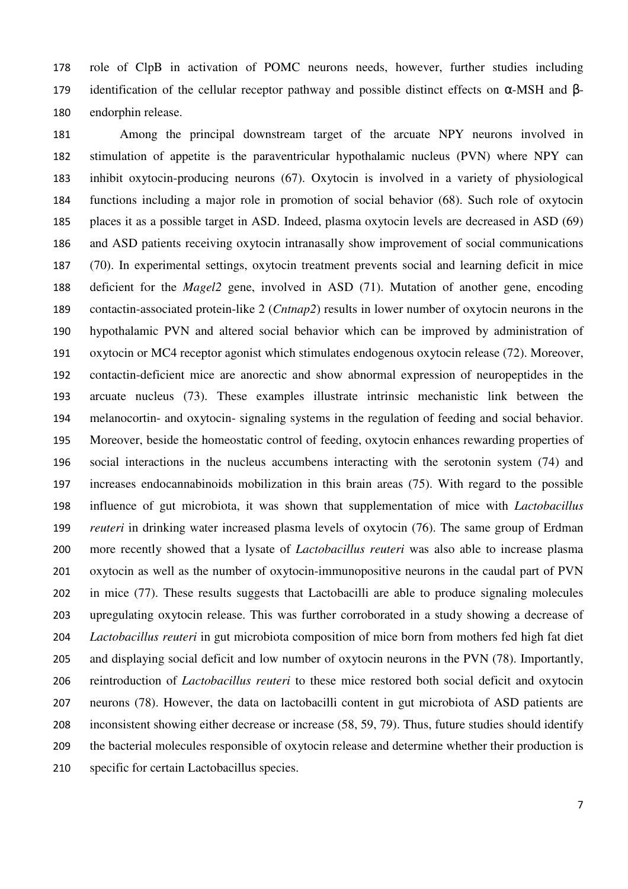role of ClpB in activation of POMC neurons needs, however, further studies including identification of the cellular receptor pathway and possible distinct effects on α-MSH and β-endorphin release.

Among the principal downstream target of the arcuate NPY neurons involved in stimulation of appetite is the paraventricular hypothalamic nucleus (PVN) where NPY can inhibit oxytocin-producing neurons (67). Oxytocin is involved in a variety of physiological functions including a major role in promotion of social behavior (68). Such role of oxytocin places it as a possible target in ASD. Indeed, plasma oxytocin levels are decreased in ASD (69) and ASD patients receiving oxytocin intranasally show improvement of social communications (70). In experimental settings, oxytocin treatment prevents social and learning deficit in mice deficient for the *Magel2* gene, involved in ASD (71). Mutation of another gene, encoding contactin-associated protein-like 2 (*Cntnap2*) results in lower number of oxytocin neurons in the hypothalamic PVN and altered social behavior which can be improved by administration of oxytocin or MC4 receptor agonist which stimulates endogenous oxytocin release (72). Moreover, contactin-deficient mice are anorectic and show abnormal expression of neuropeptides in the arcuate nucleus (73). These examples illustrate intrinsic mechanistic link between the melanocortin- and oxytocin- signaling systems in the regulation of feeding and social behavior. Moreover, beside the homeostatic control of feeding, oxytocin enhances rewarding properties of social interactions in the nucleus accumbens interacting with the serotonin system (74) and increases endocannabinoids mobilization in this brain areas (75). With regard to the possible influence of gut microbiota, it was shown that supplementation of mice with *Lactobacillus reuteri* in drinking water increased plasma levels of oxytocin (76). The same group of Erdman more recently showed that a lysate of *Lactobacillus reuteri* was also able to increase plasma oxytocin as well as the number of oxytocin-immunopositive neurons in the caudal part of PVN in mice (77). These results suggests that Lactobacilli are able to produce signaling molecules upregulating oxytocin release. This was further corroborated in a study showing a decrease of *Lactobacillus reuteri* in gut microbiota composition of mice born from mothers fed high fat diet and displaying social deficit and low number of oxytocin neurons in the PVN (78). Importantly, reintroduction of *Lactobacillus reuteri* to these mice restored both social deficit and oxytocin neurons (78). However, the data on lactobacilli content in gut microbiota of ASD patients are inconsistent showing either decrease or increase (58, 59, 79). Thus, future studies should identify the bacterial molecules responsible of oxytocin release and determine whether their production is specific for certain Lactobacillus species.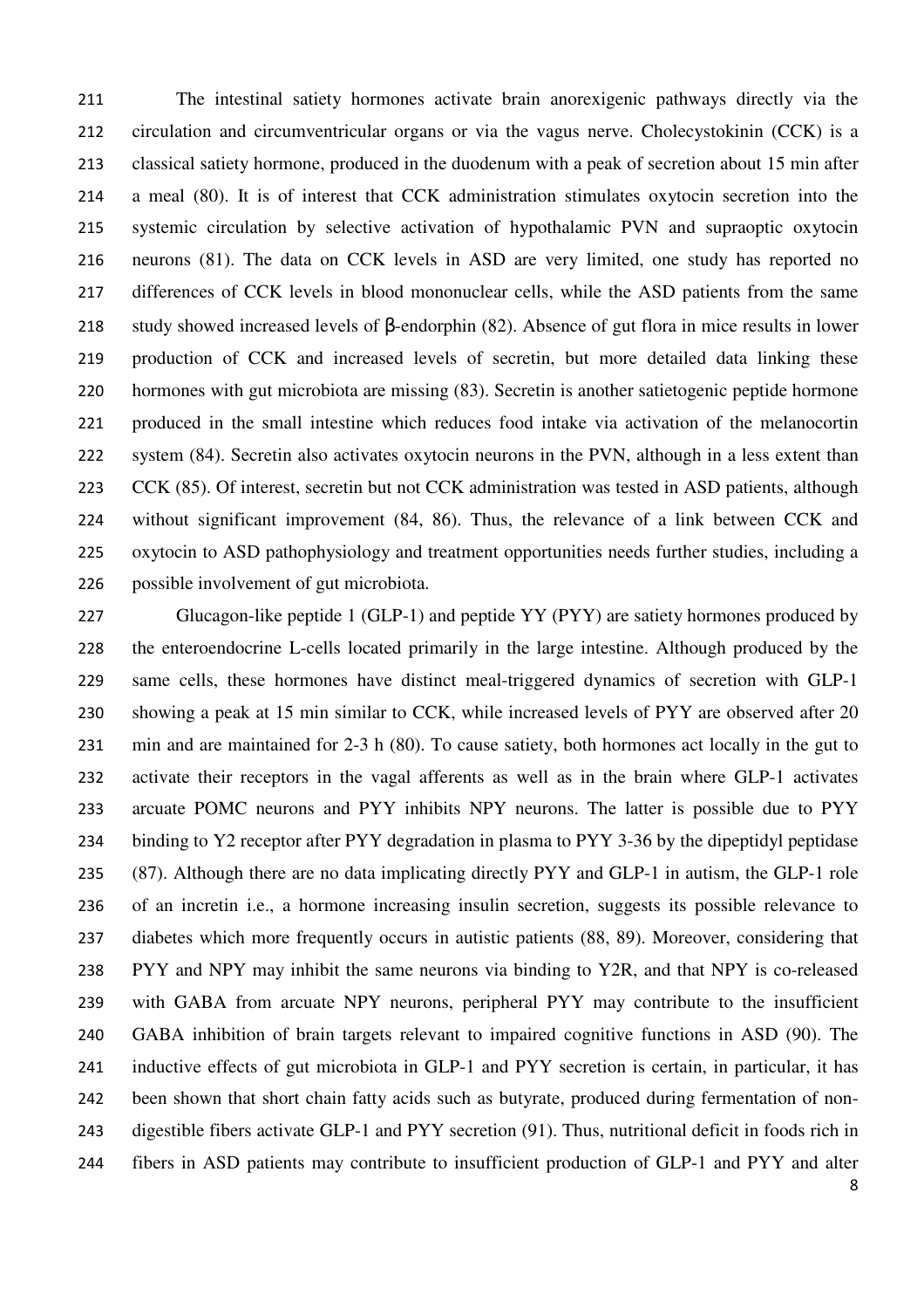The intestinal satiety hormones activate brain anorexigenic pathways directly via the circulation and circumventricular organs or via the vagus nerve. Cholecystokinin (CCK) is a classical satiety hormone, produced in the duodenum with a peak of secretion about 15 min after a meal (80). It is of interest that CCK administration stimulates oxytocin secretion into the systemic circulation by selective activation of hypothalamic PVN and supraoptic oxytocin neurons (81). The data on CCK levels in ASD are very limited, one study has reported no differences of CCK levels in blood mononuclear cells, while the ASD patients from the same study showed increased levels of β-endorphin (82). Absence of gut flora in mice results in lower production of CCK and increased levels of secretin, but more detailed data linking these hormones with gut microbiota are missing (83). Secretin is another satietogenic peptide hormone produced in the small intestine which reduces food intake via activation of the melanocortin system (84). Secretin also activates oxytocin neurons in the PVN, although in a less extent than CCK (85). Of interest, secretin but not CCK administration was tested in ASD patients, although without significant improvement (84, 86). Thus, the relevance of a link between CCK and oxytocin to ASD pathophysiology and treatment opportunities needs further studies, including a possible involvement of gut microbiota.

Glucagon-like peptide 1 (GLP-1) and peptide YY (PYY) are satiety hormones produced by the enteroendocrine L-cells located primarily in the large intestine. Although produced by the same cells, these hormones have distinct meal-triggered dynamics of secretion with GLP-1 showing a peak at 15 min similar to CCK, while increased levels of PYY are observed after 20 min and are maintained for 2-3 h (80). To cause satiety, both hormones act locally in the gut to activate their receptors in the vagal afferents as well as in the brain where GLP-1 activates arcuate POMC neurons and PYY inhibits NPY neurons. The latter is possible due to PYY binding to Y2 receptor after PYY degradation in plasma to PYY 3-36 by the dipeptidyl peptidase (87). Although there are no data implicating directly PYY and GLP-1 in autism, the GLP-1 role of an incretin i.e., a hormone increasing insulin secretion, suggests its possible relevance to diabetes which more frequently occurs in autistic patients (88, 89). Moreover, considering that PYY and NPY may inhibit the same neurons via binding to Y2R, and that NPY is co-released with GABA from arcuate NPY neurons, peripheral PYY may contribute to the insufficient GABA inhibition of brain targets relevant to impaired cognitive functions in ASD (90). The inductive effects of gut microbiota in GLP-1 and PYY secretion is certain, in particular, it has been shown that short chain fatty acids such as butyrate, produced during fermentation of non-digestible fibers activate GLP-1 and PYY secretion (91). Thus, nutritional deficit in foods rich in fibers in ASD patients may contribute to insufficient production of GLP-1 and PYY and alter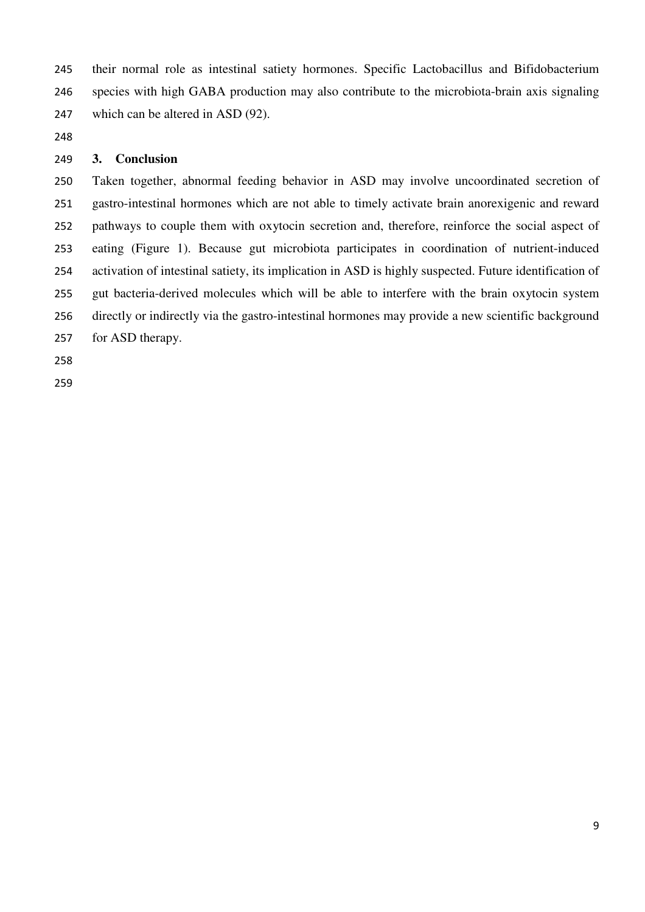their normal role as intestinal satiety hormones. Specific Lactobacillus and Bifidobacterium species with high GABA production may also contribute to the microbiota-brain axis signaling which can be altered in ASD (92).

## 3. Conclusion

Taken together, abnormal feeding behavior in ASD may involve uncoordinated secretion of gastro-intestinal hormones which are not able to timely activate brain anorexigenic and reward pathways to couple them with oxytocin secretion and, therefore, reinforce the social aspect of eating (Figure 1). Because gut microbiota participates in coordination of nutrient-induced activation of intestinal satiety, its implication in ASD is highly suspected. Future identification of gut bacteria-derived molecules which will be able to interfere with the brain oxytocin system directly or indirectly via the gastro-intestinal hormones may provide a new scientific background for ASD therapy.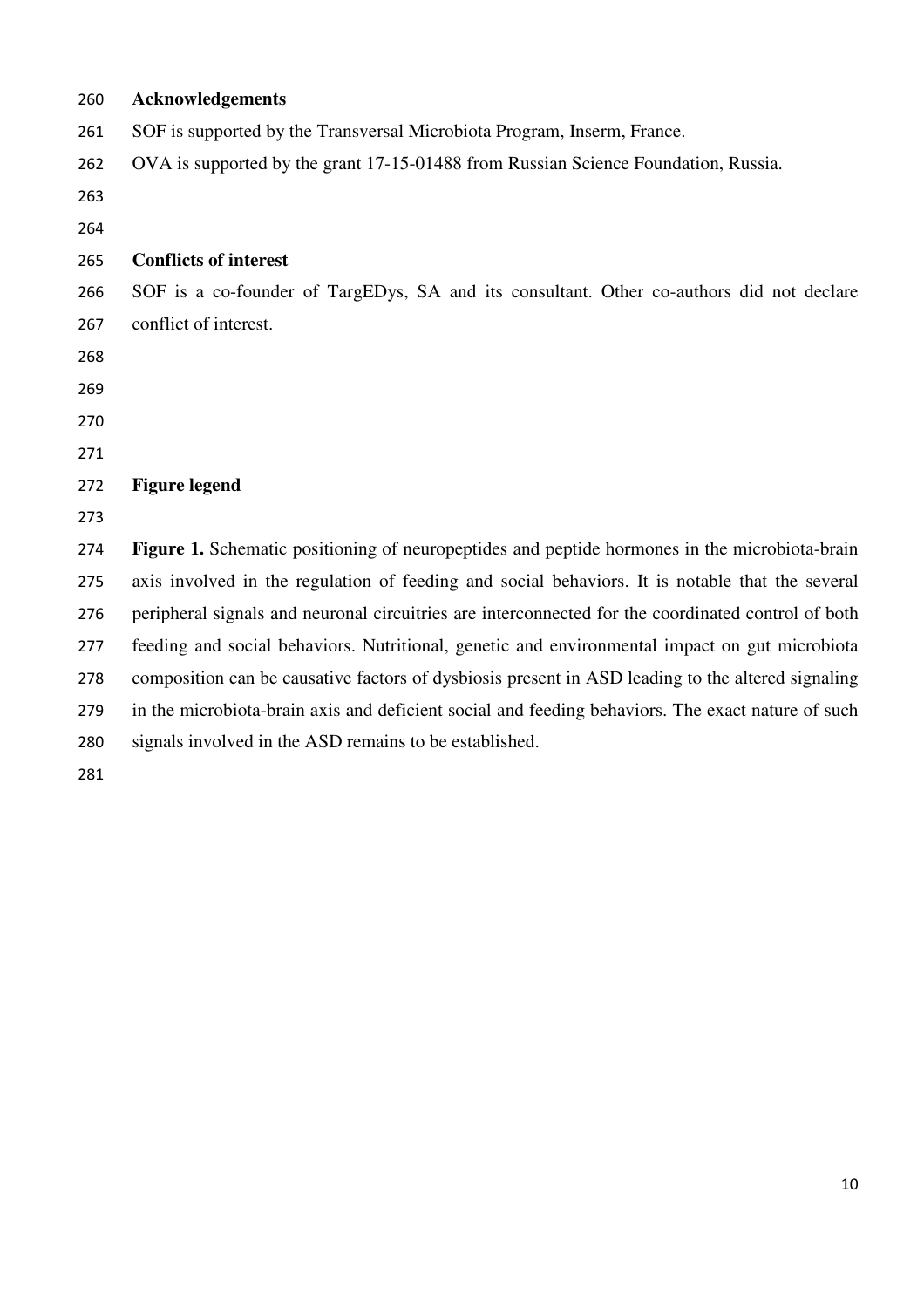## Acknowledgements

SOF is supported by the Transversal Microbiota Program, Inserm, France.

OVA is supported by the grant 17-15-01488 from Russian Science Foundation, Russia.

## Conflicts of interest

SOF is a co-founder of TargEDys, SA and its consultant. Other co-authors did not declare conflict of interest.

## Figure legend

**Figure 1.** Schematic positioning of neuropeptides and peptide hormones in the microbiota-brain axis involved in the regulation of feeding and social behaviors. It is notable that the several peripheral signals and neuronal circuitries are interconnected for the coordinated control of both feeding and social behaviors. Nutritional, genetic and environmental impact on gut microbiota composition can be causative factors of dysbiosis present in ASD leading to the altered signaling in the microbiota-brain axis and deficient social and feeding behaviors. The exact nature of such signals involved in the ASD remains to be established.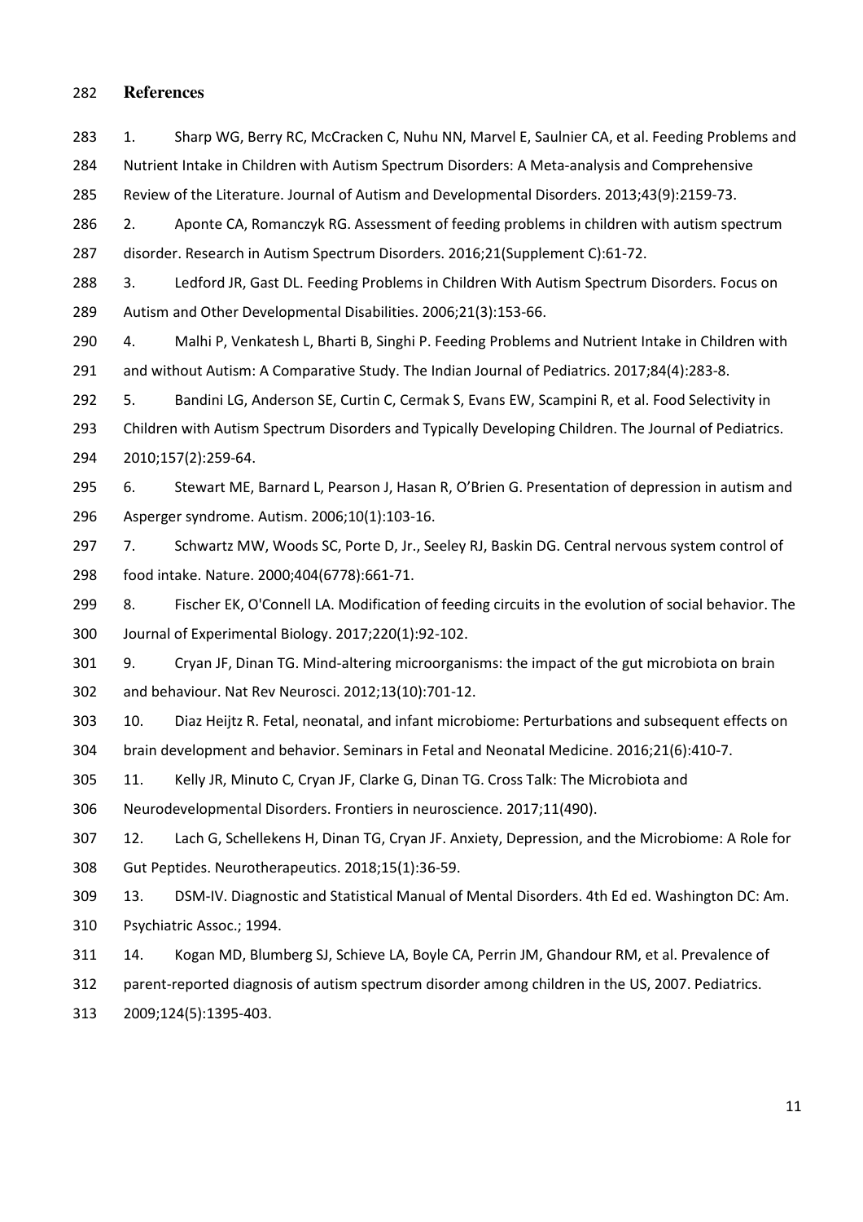## References

1. Sharp WG, Berry RC, McCracken C, Nuhu NN, Marvel E, Saulnier CA, et al. Feeding Problems and Nutrient Intake in Children with Autism Spectrum Disorders: A Meta-analysis and Comprehensive Review of the Literature. Journal of Autism and Developmental Disorders. 2013;43(9):2159-73.
2. Aponte CA, Romanczyk RG. Assessment of feeding problems in children with autism spectrum disorder. Research in Autism Spectrum Disorders. 2016;21(Supplement C):61-72.
3. Ledford JR, Gast DL. Feeding Problems in Children With Autism Spectrum Disorders. Focus on Autism and Other Developmental Disabilities. 2006;21(3):153-66.
4. Malhi P, Venkatesh L, Bharti B, Singhi P. Feeding Problems and Nutrient Intake in Children with and without Autism: A Comparative Study. The Indian Journal of Pediatrics. 2017;84(4):283-8.
5. Bandini LG, Anderson SE, Curtin C, Cermak S, Evans EW, Scampini R, et al. Food Selectivity in Children with Autism Spectrum Disorders and Typically Developing Children. The Journal of Pediatrics. 2010;157(2):259-64.
6. Stewart ME, Barnard L, Pearson J, Hasan R, O'Brien G. Presentation of depression in autism and Asperger syndrome. Autism. 2006;10(1):103-16.
7. Schwartz MW, Woods SC, Porte D, Jr., Seeley RJ, Baskin DG. Central nervous system control of food intake. Nature. 2000;404(6778):661-71.
8. Fischer EK, O'Connell LA. Modification of feeding circuits in the evolution of social behavior. The Journal of Experimental Biology. 2017;220(1):92-102.
9. Cryan JF, Dinan TG. Mind-altering microorganisms: the impact of the gut microbiota on brain and behaviour. Nat Rev Neurosci. 2012;13(10):701-12.
10. Diaz Heijtz R. Fetal, neonatal, and infant microbiome: Perturbations and subsequent effects on brain development and behavior. Seminars in Fetal and Neonatal Medicine. 2016;21(6):410-7.
11. Kelly JR, Minuto C, Cryan JF, Clarke G, Dinan TG. Cross Talk: The Microbiota and Neurodevelopmental Disorders. Frontiers in neuroscience. 2017;11(490).
12. Lach G, Schellekens H, Dinan TG, Cryan JF. Anxiety, Depression, and the Microbiome: A Role for Gut Peptides. Neurotherapeutics. 2018;15(1):36-59.
13. DSM-IV. Diagnostic and Statistical Manual of Mental Disorders. 4th Ed ed. Washington DC: Am. Psychiatric Assoc.; 1994.
14. Kogan MD, Blumberg SJ, Schieve LA, Boyle CA, Perrin JM, Ghandour RM, et al. Prevalence of parent-reported diagnosis of autism spectrum disorder among children in the US, 2007. Pediatrics. 2009;124(5):1395-403.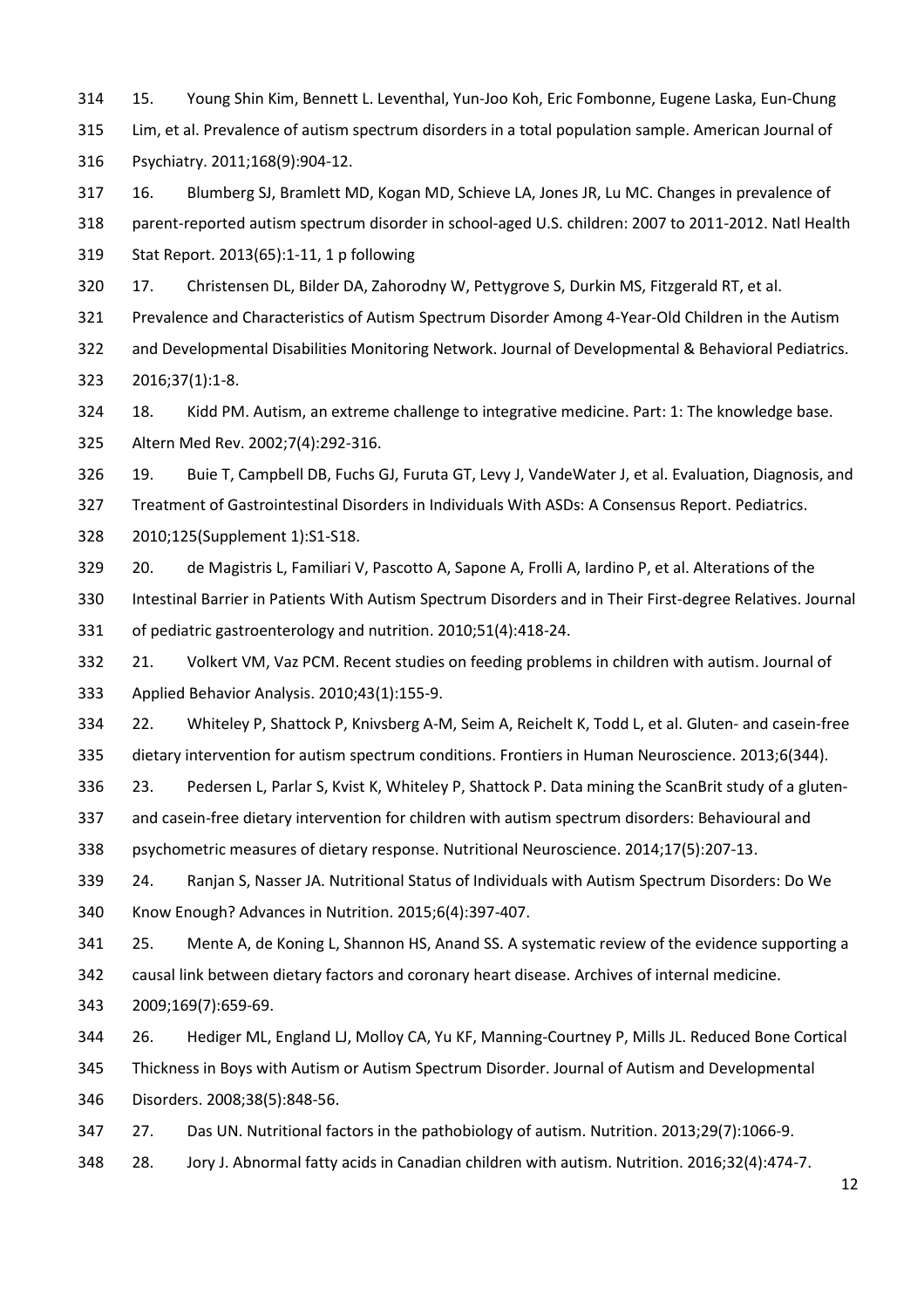15. Young Shin Kim, Bennett L. Leventhal, Yun-Joo Koh, Eric Fombonne, Eugene Laska, Eun-Chung Lim, et al. Prevalence of autism spectrum disorders in a total population sample. American Journal of Psychiatry. 2011;168(9):904-12.

16. Blumberg SJ, Bramlett MD, Kogan MD, Schieve LA, Jones JR, Lu MC. Changes in prevalence of parent-reported autism spectrum disorder in school-aged U.S. children: 2007 to 2011-2012. Natl Health Stat Report. 2013(65):1-11, 1 p following

17. Christensen DL, Bilder DA, Zahorodny W, Pettygrove S, Durkin MS, Fitzgerald RT, et al. Prevalence and Characteristics of Autism Spectrum Disorder Among 4-Year-Old Children in the Autism and Developmental Disabilities Monitoring Network. Journal of Developmental & Behavioral Pediatrics. 2016;37(1):1-8.

18. Kidd PM. Autism, an extreme challenge to integrative medicine. Part: 1: The knowledge base. Altern Med Rev. 2002;7(4):292-316.

19. Buie T, Campbell DB, Fuchs GJ, Furuta GT, Levy J, VandeWater J, et al. Evaluation, Diagnosis, and Treatment of Gastrointestinal Disorders in Individuals With ASDs: A Consensus Report. Pediatrics. 2010;125(Supplement 1):S1-S18.

20. de Magistris L, Familiari V, Pascotto A, Sapone A, Frolli A, Iardino P, et al. Alterations of the Intestinal Barrier in Patients With Autism Spectrum Disorders and in Their First-degree Relatives. Journal of pediatric gastroenterology and nutrition. 2010;51(4):418-24.

21. Volkert VM, Vaz PCM. Recent studies on feeding problems in children with autism. Journal of Applied Behavior Analysis. 2010;43(1):155-9.

22. Whiteley P, Shattock P, Knivsberg A-M, Seim A, Reichelt K, Todd L, et al. Gluten- and casein-free dietary intervention for autism spectrum conditions. Frontiers in Human Neuroscience. 2013;6(344).

23. Pedersen L, Parlar S, Kvist K, Whiteley P, Shattock P. Data mining the ScanBrit study of a gluten- and casein-free dietary intervention for children with autism spectrum disorders: Behavioural and psychometric measures of dietary response. Nutritional Neuroscience. 2014;17(5):207-13.

24. Ranjan S, Nasser JA. Nutritional Status of Individuals with Autism Spectrum Disorders: Do We Know Enough? Advances in Nutrition. 2015;6(4):397-407.

25. Mente A, de Koning L, Shannon HS, Anand SS. A systematic review of the evidence supporting a causal link between dietary factors and coronary heart disease. Archives of internal medicine. 2009;169(7):659-69.

26. Hediger ML, England LJ, Molloy CA, Yu KF, Manning-Courtney P, Mills JL. Reduced Bone Cortical Thickness in Boys with Autism or Autism Spectrum Disorder. Journal of Autism and Developmental Disorders. 2008;38(5):848-56.

27. Das UN. Nutritional factors in the pathobiology of autism. Nutrition. 2013;29(7):1066-9.

28. Jory J. Abnormal fatty acids in Canadian children with autism. Nutrition. 2016;32(4):474-7.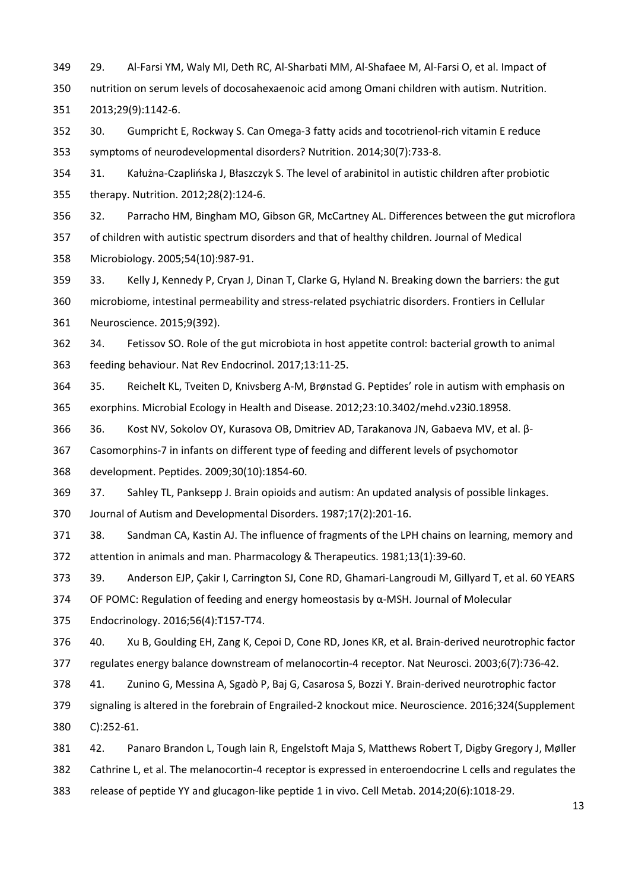29. Al-Farsi YM, Waly MI, Deth RC, Al-Sharbati MM, Al-Shafaee M, Al-Farsi O, et al. Impact of nutrition on serum levels of docosahexaenoic acid among Omani children with autism. Nutrition. 2013;29(9):1142-6.

30. Gumpricht E, Rockway S. Can Omega-3 fatty acids and tocotrienol-rich vitamin E reduce symptoms of neurodevelopmental disorders? Nutrition. 2014;30(7):733-8.

31. Kałużna-Czaplińska J, Błaszczyk S. The level of arabinitol in autistic children after probiotic therapy. Nutrition. 2012;28(2):124-6.

32. Parracho HM, Bingham MO, Gibson GR, McCartney AL. Differences between the gut microflora of children with autistic spectrum disorders and that of healthy children. Journal of Medical Microbiology. 2005;54(10):987-91.

33. Kelly J, Kennedy P, Cryan J, Dinan T, Clarke G, Hyland N. Breaking down the barriers: the gut microbiome, intestinal permeability and stress-related psychiatric disorders. Frontiers in Cellular Neuroscience. 2015;9(392).

34. Fetissov SO. Role of the gut microbiota in host appetite control: bacterial growth to animal feeding behaviour. Nat Rev Endocrinol. 2017;13:11-25.

35. Reichelt KL, Tveiten D, Knivsberg A-M, Brønstad G. Peptides' role in autism with emphasis on exorphins. Microbial Ecology in Health and Disease. 2012;23:10.3402/mehd.v23i0.18958.

36. Kost NV, Sokolov OY, Kurasova OB, Dmitriev AD, Tarakanova JN, Gabaeva MV, et al. β-Casomorphins-7 in infants on different type of feeding and different levels of psychomotor development. Peptides. 2009;30(10):1854-60.

37. Sahley TL, Panksepp J. Brain opioids and autism: An updated analysis of possible linkages. Journal of Autism and Developmental Disorders. 1987;17(2):201-16.

38. Sandman CA, Kastin AJ. The influence of fragments of the LPH chains on learning, memory and attention in animals and man. Pharmacology & Therapeutics. 1981;13(1):39-60.

39. Anderson EJP, Çakir I, Carrington SJ, Cone RD, Ghamari-Langroudi M, Gillyard T, et al. 60 YEARS OF POMC: Regulation of feeding and energy homeostasis by α-MSH. Journal of Molecular Endocrinology. 2016;56(4):T157-T74.

40. Xu B, Goulding EH, Zang K, Cepoi D, Cone RD, Jones KR, et al. Brain-derived neurotrophic factor regulates energy balance downstream of melanocortin-4 receptor. Nat Neurosci. 2003;6(7):736-42.

41. Zunino G, Messina A, Sgadò P, Baj G, Casarosa S, Bozzi Y. Brain-derived neurotrophic factor signaling is altered in the forebrain of Engrailed-2 knockout mice. Neuroscience. 2016;324(Supplement C):252-61.

42. Panaro Brandon L, Tough Iain R, Engelstoft Maja S, Matthews Robert T, Digby Gregory J, Møller Cathrine L, et al. The melanocortin-4 receptor is expressed in enteroendocrine L cells and regulates the release of peptide YY and glucagon-like peptide 1 in vivo. Cell Metab. 2014;20(6):1018-29.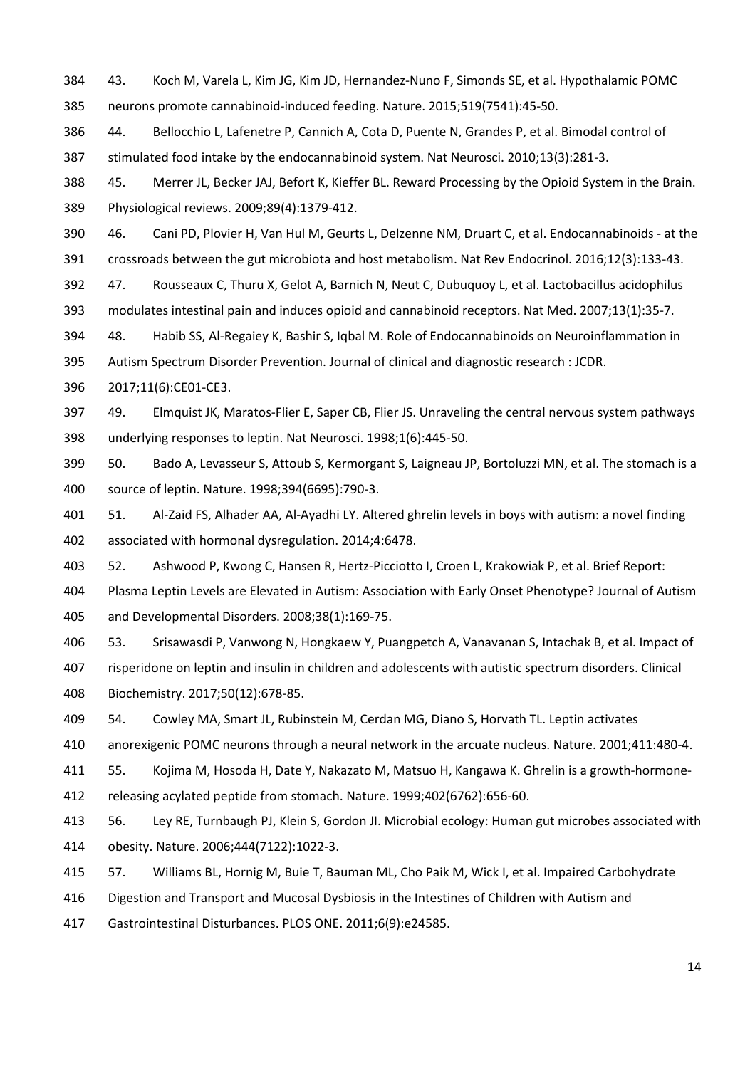43. Koch M, Varela L, Kim JG, Kim JD, Hernandez-Nuno F, Simonds SE, et al. Hypothalamic POMC neurons promote cannabinoid-induced feeding. Nature. 2015;519(7541):45-50.

44. Bellocchio L, Lafenetre P, Cannich A, Cota D, Puente N, Grandes P, et al. Bimodal control of stimulated food intake by the endocannabinoid system. Nat Neurosci. 2010;13(3):281-3.

45. Merrer JL, Becker JAJ, Befort K, Kieffer BL. Reward Processing by the Opioid System in the Brain. Physiological reviews. 2009;89(4):1379-412.

46. Cani PD, Plovier H, Van Hul M, Geurts L, Delzenne NM, Druart C, et al. Endocannabinoids - at the crossroads between the gut microbiota and host metabolism. Nat Rev Endocrinol. 2016;12(3):133-43.

47. Rousseaux C, Thuru X, Gelot A, Barnich N, Neut C, Dubuquoy L, et al. Lactobacillus acidophilus modulates intestinal pain and induces opioid and cannabinoid receptors. Nat Med. 2007;13(1):35-7.

48. Habib SS, Al-Regaiey K, Bashir S, Iqbal M. Role of Endocannabinoids on Neuroinflammation in Autism Spectrum Disorder Prevention. Journal of clinical and diagnostic research : JCDR. 2017;11(6):CE01-CE3.

49. Elmquist JK, Maratos-Flier E, Saper CB, Flier JS. Unraveling the central nervous system pathways underlying responses to leptin. Nat Neurosci. 1998;1(6):445-50.

50. Bado A, Levasseur S, Attoub S, Kermorgant S, Laigneau JP, Bortoluzzi MN, et al. The stomach is a source of leptin. Nature. 1998;394(6695):790-3.

51. Al-Zaid FS, Alhader AA, Al-Ayadhi LY. Altered ghrelin levels in boys with autism: a novel finding associated with hormonal dysregulation. 2014;4:6478.

52. Ashwood P, Kwong C, Hansen R, Hertz-Picciotto I, Croen L, Krakowiak P, et al. Brief Report: Plasma Leptin Levels are Elevated in Autism: Association with Early Onset Phenotype? Journal of Autism and Developmental Disorders. 2008;38(1):169-75.

53. Srisawasdi P, Vanwong N, Hongkaew Y, Puangpetch A, Vanavanan S, Intachak B, et al. Impact of risperidone on leptin and insulin in children and adolescents with autistic spectrum disorders. Clinical Biochemistry. 2017;50(12):678-85.

54. Cowley MA, Smart JL, Rubinstein M, Cerdan MG, Diano S, Horvath TL. Leptin activates anorexigenic POMC neurons through a neural network in the arcuate nucleus. Nature. 2001;411:480-4.

55. Kojima M, Hosoda H, Date Y, Nakazato M, Matsuo H, Kangawa K. Ghrelin is a growth-hormone-releasing acylated peptide from stomach. Nature. 1999;402(6762):656-60.

56. Ley RE, Turnbaugh PJ, Klein S, Gordon JI. Microbial ecology: Human gut microbes associated with obesity. Nature. 2006;444(7122):1022-3.

57. Williams BL, Hornig M, Buie T, Bauman ML, Cho Paik M, Wick I, et al. Impaired Carbohydrate Digestion and Transport and Mucosal Dysbiosis in the Intestines of Children with Autism and Gastrointestinal Disturbances. PLOS ONE. 2011;6(9):e24585.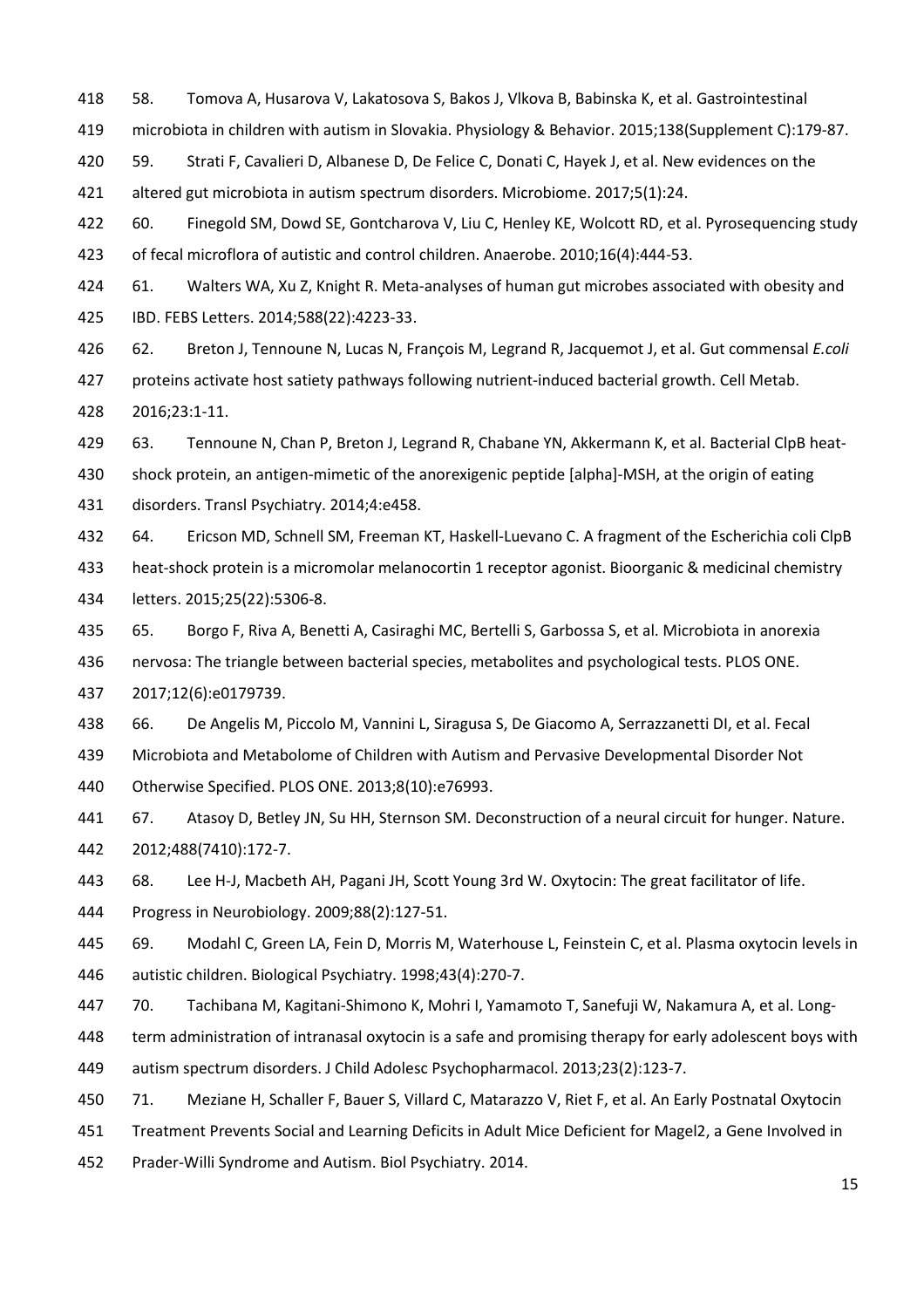58. Tomova A, Husarova V, Lakatosova S, Bakos J, Vlkova B, Babinska K, et al. Gastrointestinal microbiota in children with autism in Slovakia. Physiology & Behavior. 2015;138(Supplement C):179-87.

59. Strati F, Cavalieri D, Albanese D, De Felice C, Donati C, Hayek J, et al. New evidences on the altered gut microbiota in autism spectrum disorders. Microbiome. 2017;5(1):24.

60. Finegold SM, Dowd SE, Gontcharova V, Liu C, Henley KE, Wolcott RD, et al. Pyrosequencing study of fecal microflora of autistic and control children. Anaerobe. 2010;16(4):444-53.

61. Walters WA, Xu Z, Knight R. Meta-analyses of human gut microbes associated with obesity and IBD. FEBS Letters. 2014;588(22):4223-33.

62. Breton J, Tennoune N, Lucas N, François M, Legrand R, Jacquemot J, et al. Gut commensal *E.coli* proteins activate host satiety pathways following nutrient-induced bacterial growth. Cell Metab. 2016;23:1-11.

63. Tennoune N, Chan P, Breton J, Legrand R, Chabane YN, Akkermann K, et al. Bacterial ClpB heat-shock protein, an antigen-mimetic of the anorexigenic peptide [alpha]-MSH, at the origin of eating disorders. Transl Psychiatry. 2014;4:e458.

64. Ericson MD, Schnell SM, Freeman KT, Haskell-Luevano C. A fragment of the Escherichia coli ClpB heat-shock protein is a micromolar melanocortin 1 receptor agonist. Bioorganic & medicinal chemistry letters. 2015;25(22):5306-8.

65. Borgo F, Riva A, Benetti A, Casiraghi MC, Bertelli S, Garbossa S, et al. Microbiota in anorexia nervosa: The triangle between bacterial species, metabolites and psychological tests. PLOS ONE. 2017;12(6):e0179739.

66. De Angelis M, Piccolo M, Vannini L, Siragusa S, De Giacomo A, Serrazzanetti DI, et al. Fecal Microbiota and Metabolome of Children with Autism and Pervasive Developmental Disorder Not Otherwise Specified. PLOS ONE. 2013;8(10):e76993.

67. Atasoy D, Betley JN, Su HH, Sternson SM. Deconstruction of a neural circuit for hunger. Nature. 2012;488(7410):172-7.

68. Lee H-J, Macbeth AH, Pagani JH, Scott Young 3rd W. Oxytocin: The great facilitator of life. Progress in Neurobiology. 2009;88(2):127-51.

69. Modahl C, Green LA, Fein D, Morris M, Waterhouse L, Feinstein C, et al. Plasma oxytocin levels in autistic children. Biological Psychiatry. 1998;43(4):270-7.

70. Tachibana M, Kagitani-Shimono K, Mohri I, Yamamoto T, Sanefuji W, Nakamura A, et al. Long-term administration of intranasal oxytocin is a safe and promising therapy for early adolescent boys with autism spectrum disorders. J Child Adolesc Psychopharmacol. 2013;23(2):123-7.

71. Meziane H, Schaller F, Bauer S, Villard C, Matarazzo V, Riet F, et al. An Early Postnatal Oxytocin Treatment Prevents Social and Learning Deficits in Adult Mice Deficient for Magel2, a Gene Involved in Prader-Willi Syndrome and Autism. Biol Psychiatry. 2014.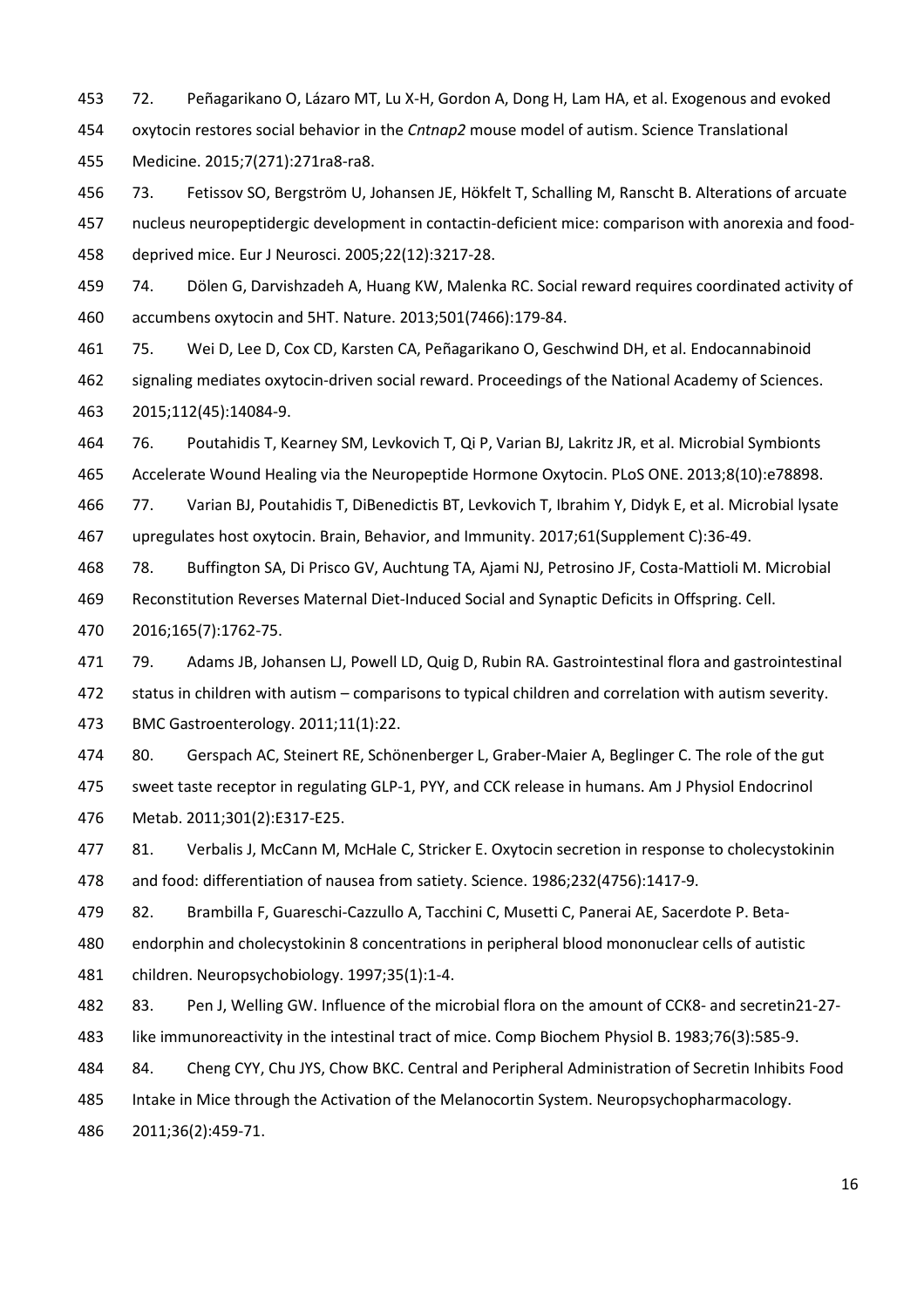72. Peñagarikano O, Lázaro MT, Lu X-H, Gordon A, Dong H, Lam HA, et al. Exogenous and evoked oxytocin restores social behavior in the *Cntnap2* mouse model of autism. Science Translational Medicine. 2015;7(271):271ra8-ra8.

73. Fetissov SO, Bergström U, Johansen JE, Hökfelt T, Schalling M, Ranscht B. Alterations of arcuate nucleus neuropeptidergic development in contactin-deficient mice: comparison with anorexia and food-deprived mice. Eur J Neurosci. 2005;22(12):3217-28.

74. Dölen G, Darvishzadeh A, Huang KW, Malenka RC. Social reward requires coordinated activity of accumbens oxytocin and 5HT. Nature. 2013;501(7466):179-84.

75. Wei D, Lee D, Cox CD, Karsten CA, Peñagarikano O, Geschwind DH, et al. Endocannabinoid signaling mediates oxytocin-driven social reward. Proceedings of the National Academy of Sciences. 2015;112(45):14084-9.

76. Poutahidis T, Kearney SM, Levkovich T, Qi P, Varian BJ, Lakritz JR, et al. Microbial Symbionts Accelerate Wound Healing via the Neuropeptide Hormone Oxytocin. PLoS ONE. 2013;8(10):e78898.

77. Varian BJ, Poutahidis T, DiBenedictis BT, Levkovich T, Ibrahim Y, Didyk E, et al. Microbial lysate upregulates host oxytocin. Brain, Behavior, and Immunity. 2017;61(Supplement C):36-49.

78. Buffington SA, Di Prisco GV, Auchtung TA, Ajami NJ, Petrosino JF, Costa-Mattioli M. Microbial Reconstitution Reverses Maternal Diet-Induced Social and Synaptic Deficits in Offspring. Cell. 2016;165(7):1762-75.

79. Adams JB, Johansen LJ, Powell LD, Quig D, Rubin RA. Gastrointestinal flora and gastrointestinal status in children with autism – comparisons to typical children and correlation with autism severity. BMC Gastroenterology. 2011;11(1):22.

80. Gerspach AC, Steinert RE, Schönenberger L, Graber-Maier A, Beglinger C. The role of the gut sweet taste receptor in regulating GLP-1, PYY, and CCK release in humans. Am J Physiol Endocrinol Metab. 2011;301(2):E317-E25.

81. Verbalis J, McCann M, McHale C, Stricker E. Oxytocin secretion in response to cholecystokinin and food: differentiation of nausea from satiety. Science. 1986;232(4756):1417-9.

82. Brambilla F, Guareschi-Cazzullo A, Tacchini C, Musetti C, Panerai AE, Sacerdote P. Beta-endorphin and cholecystokinin 8 concentrations in peripheral blood mononuclear cells of autistic children. Neuropsychobiology. 1997;35(1):1-4.

83. Pen J, Welling GW. Influence of the microbial flora on the amount of CCK8- and secretin21-27-like immunoreactivity in the intestinal tract of mice. Comp Biochem Physiol B. 1983;76(3):585-9.

84. Cheng CYY, Chu JYS, Chow BKC. Central and Peripheral Administration of Secretin Inhibits Food Intake in Mice through the Activation of the Melanocortin System. Neuropsychopharmacology. 2011;36(2):459-71.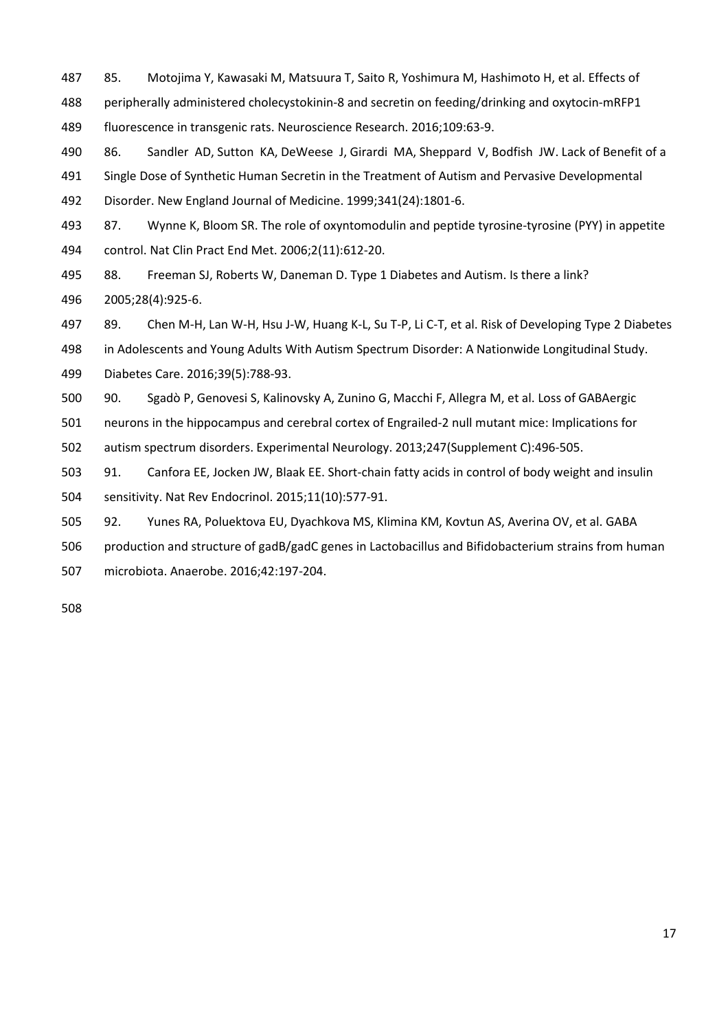85. Motojima Y, Kawasaki M, Matsuura T, Saito R, Yoshimura M, Hashimoto H, et al. Effects of peripherally administered cholecystokinin-8 and secretin on feeding/drinking and oxytocin-mRFP1 fluorescence in transgenic rats. Neuroscience Research. 2016;109:63-9.

86. Sandler AD, Sutton KA, DeWeese J, Girardi MA, Sheppard V, Bodfish JW. Lack of Benefit of a Single Dose of Synthetic Human Secretin in the Treatment of Autism and Pervasive Developmental Disorder. New England Journal of Medicine. 1999;341(24):1801-6.

87. Wynne K, Bloom SR. The role of oxyntomodulin and peptide tyrosine-tyrosine (PYY) in appetite control. Nat Clin Pract End Met. 2006;2(11):612-20.

88. Freeman SJ, Roberts W, Daneman D. Type 1 Diabetes and Autism. Is there a link? 2005;28(4):925-6.

89. Chen M-H, Lan W-H, Hsu J-W, Huang K-L, Su T-P, Li C-T, et al. Risk of Developing Type 2 Diabetes in Adolescents and Young Adults With Autism Spectrum Disorder: A Nationwide Longitudinal Study. Diabetes Care. 2016;39(5):788-93.

90. Sgadò P, Genovesi S, Kalinovsky A, Zunino G, Macchi F, Allegra M, et al. Loss of GABAergic neurons in the hippocampus and cerebral cortex of Engrailed-2 null mutant mice: Implications for autism spectrum disorders. Experimental Neurology. 2013;247(Supplement C):496-505.

91. Canfora EE, Jocken JW, Blaak EE. Short-chain fatty acids in control of body weight and insulin sensitivity. Nat Rev Endocrinol. 2015;11(10):577-91.

92. Yunes RA, Poluektova EU, Dyachkova MS, Klimina KM, Kovtun AS, Averina OV, et al. GABA production and structure of gadB/gadC genes in Lactobacillus and Bifidobacterium strains from human microbiota. Anaerobe. 2016;42:197-204.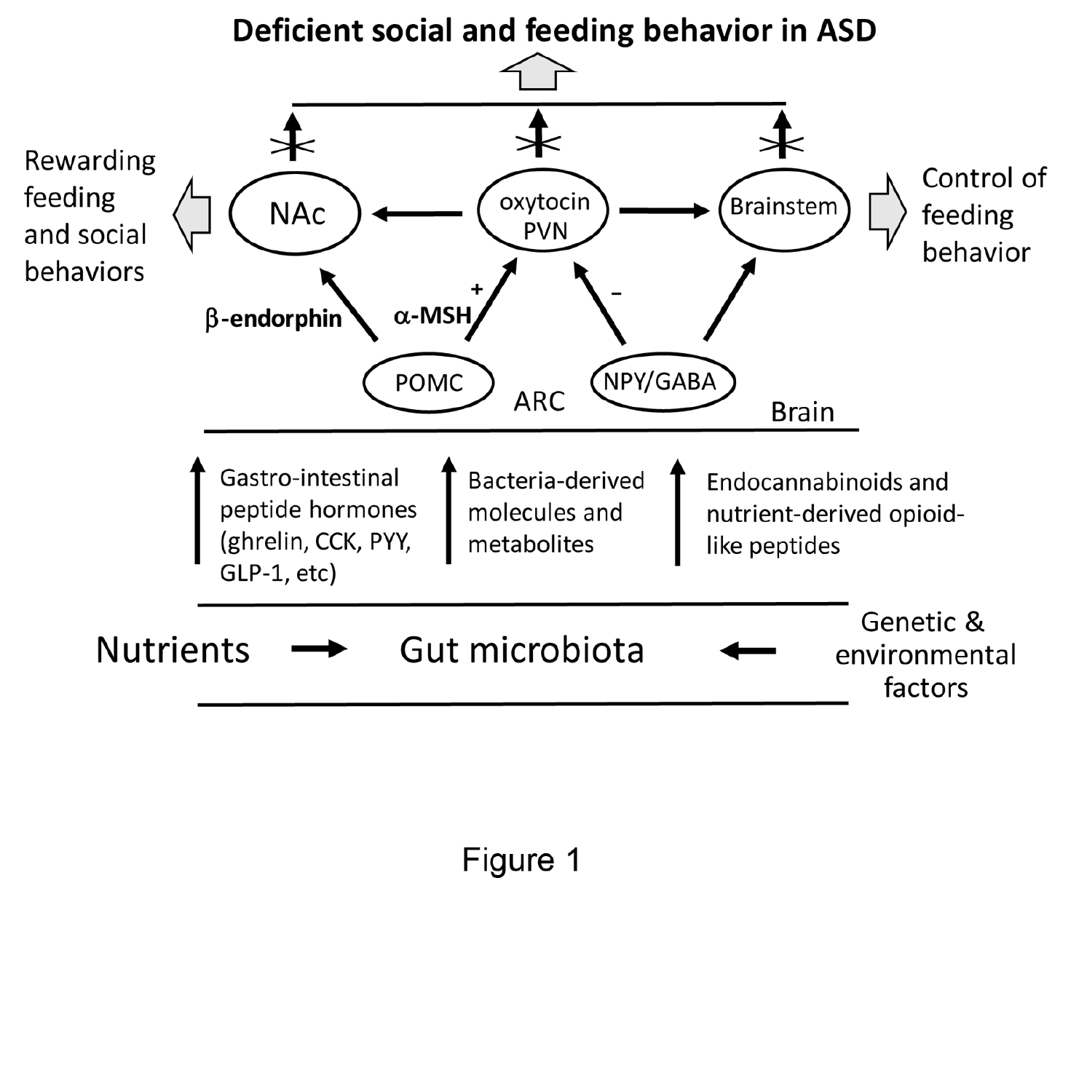Deficient social and feeding behavior in ASD

Rewarding feeding and social behaviors

NAc

oxytocin PVN

Brainstem

Control of feeding behavior

β-endorphin

α-MSH

+

−

POMC

ARC

NPY/GABA

Brain

Gastro-intestinal peptide hormones (ghrelin, CCK, PYY, GLP-1, etc)

Bacteria-derived molecules and metabolites

Endocannabinoids and nutrient-derived opioid-like peptides

Nutrients

Gut microbiota

Genetic & environmental factors

Figure 1